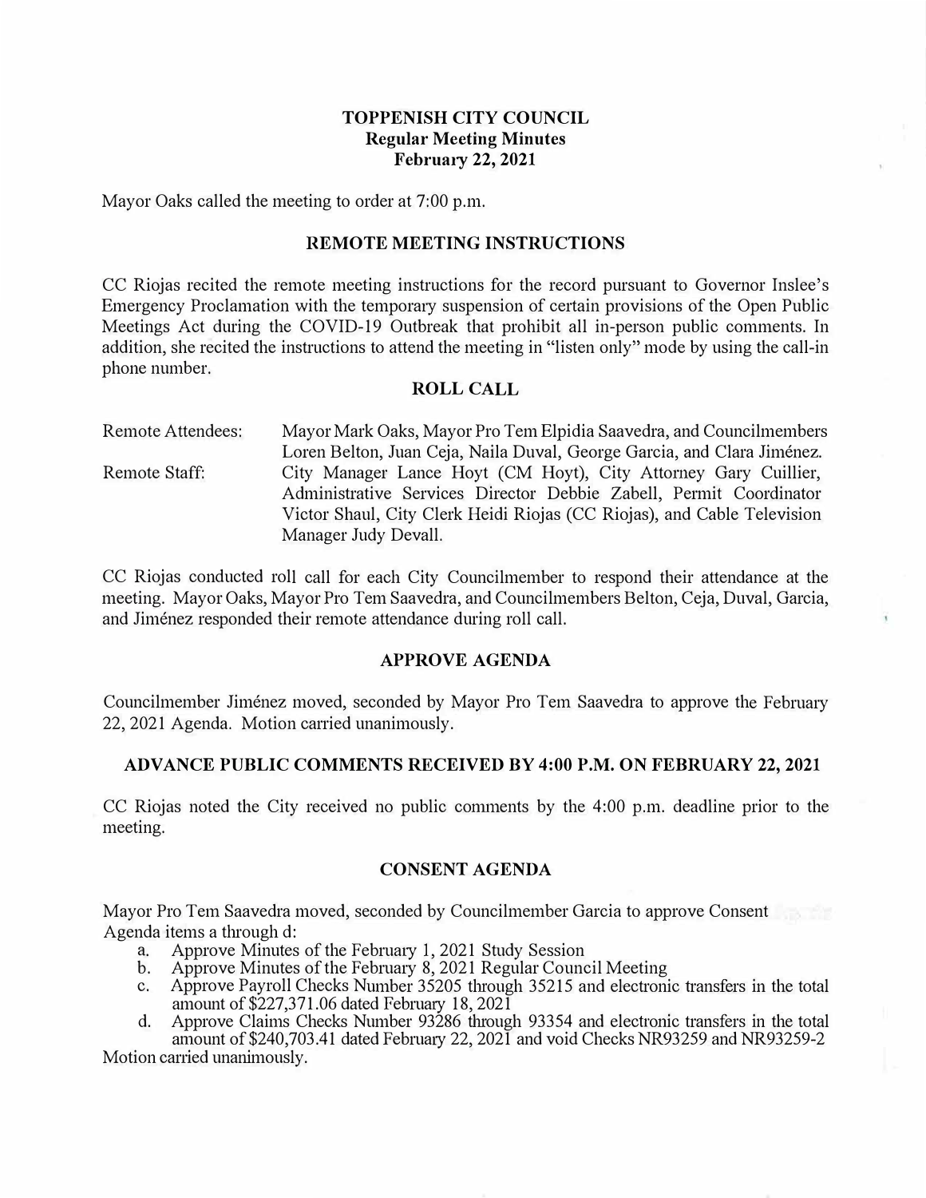# TOPPENISH CITY COUNCIL
## Regular Meeting Minutes
## February 22, 2021

Mayor Oaks called the meeting to order at 7:00 p.m.

### REMOTE MEETING INSTRUCTIONS

CC Riojas recited the remote meeting instructions for the record pursuant to Governor Inslee's Emergency Proclamation with the temporary suspension of certain provisions of the Open Public Meetings Act during the COVID-19 Outbreak that prohibit all in-person public comments. In addition, she recited the instructions to attend the meeting in "listen only" mode by using the call-in phone number.

### ROLL CALL

Remote Attendees: Mayor Mark Oaks, Mayor Pro Tem Elpidia Saavedra, and Councilmembers Loren Belton, Juan Ceja, Naila Duval, George Garcia, and Clara Jiménez.

Remote Staff: City Manager Lance Hoyt (CM Hoyt), City Attorney Gary Cuillier, Administrative Services Director Debbie Zabell, Permit Coordinator Victor Shaul, City Clerk Heidi Riojas (CC Riojas), and Cable Television Manager Judy Devall.

CC Riojas conducted roll call for each City Councilmember to respond their attendance at the meeting. Mayor Oaks, Mayor Pro Tem Saavedra, and Councilmembers Belton, Ceja, Duval, Garcia, and Jiménez responded their remote attendance during roll call.

### APPROVE AGENDA

Councilmember Jiménez moved, seconded by Mayor Pro Tem Saavedra to approve the February 22, 2021 Agenda. Motion carried unanimously.

### ADVANCE PUBLIC COMMENTS RECEIVED BY 4:00 P.M. ON FEBRUARY 22, 2021

CC Riojas noted the City received no public comments by the 4:00 p.m. deadline prior to the meeting.

### CONSENT AGENDA

Mayor Pro Tem Saavedra moved, seconded by Councilmember Garcia to approve Consent Agenda items a through d:

a. Approve Minutes of the February 1, 2021 Study Session
b. Approve Minutes of the February 8, 2021 Regular Council Meeting
c. Approve Payroll Checks Number 35205 through 35215 and electronic transfers in the total amount of $227,371.06 dated February 18, 2021
d. Approve Claims Checks Number 93286 through 93354 and electronic transfers in the total amount of $240,703.41 dated February 22, 2021 and void Checks NR93259 and NR93259-2

Motion carried unanimously.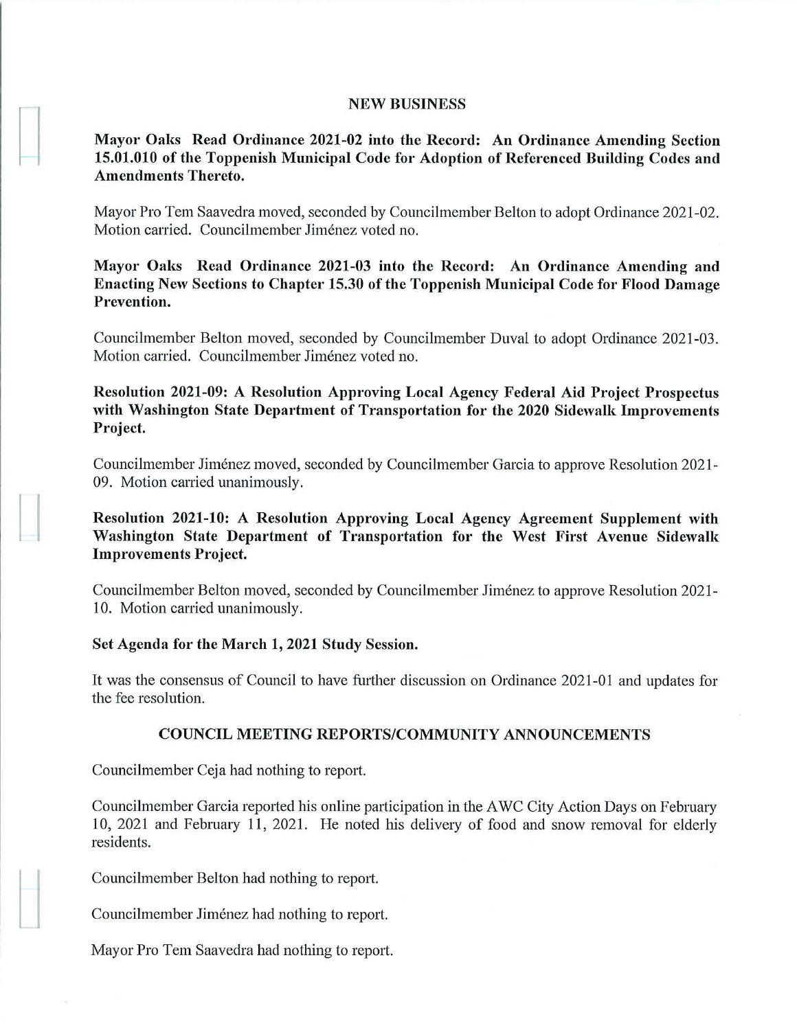## NEW BUSINESS

**Mayor Oaks Read Ordinance 2021-02 into the Record: An Ordinance Amending Section 15.01.010 of the Toppenish Municipal Code for Adoption of Referenced Building Codes and Amendments Thereto.**

Mayor Pro Tem Saavedra moved, seconded by Councilmember Belton to adopt Ordinance 2021-02. Motion carried. Councilmember Jiménez voted no.

**Mayor Oaks Read Ordinance 2021-03 into the Record: An Ordinance Amending and Enacting New Sections to Chapter 15.30 of the Toppenish Municipal Code for Flood Damage Prevention.**

Councilmember Belton moved, seconded by Councilmember Duval to adopt Ordinance 2021-03. Motion carried. Councilmember Jiménez voted no.

**Resolution 2021-09: A Resolution Approving Local Agency Federal Aid Project Prospectus with Washington State Department of Transportation for the 2020 Sidewalk Improvements Project.**

Councilmember Jiménez moved, seconded by Councilmember Garcia to approve Resolution 2021-09. Motion carried unanimously.

**Resolution 2021-10: A Resolution Approving Local Agency Agreement Supplement with Washington State Department of Transportation for the West First Avenue Sidewalk Improvements Project.**

Councilmember Belton moved, seconded by Councilmember Jiménez to approve Resolution 2021-10. Motion carried unanimously.

**Set Agenda for the March 1, 2021 Study Session.**

It was the consensus of Council to have further discussion on Ordinance 2021-01 and updates for the fee resolution.

## COUNCIL MEETING REPORTS/COMMUNITY ANNOUNCEMENTS

Councilmember Ceja had nothing to report.

Councilmember Garcia reported his online participation in the AWC City Action Days on February 10, 2021 and February 11, 2021. He noted his delivery of food and snow removal for elderly residents.

Councilmember Belton had nothing to report.

Councilmember Jiménez had nothing to report.

Mayor Pro Tem Saavedra had nothing to report.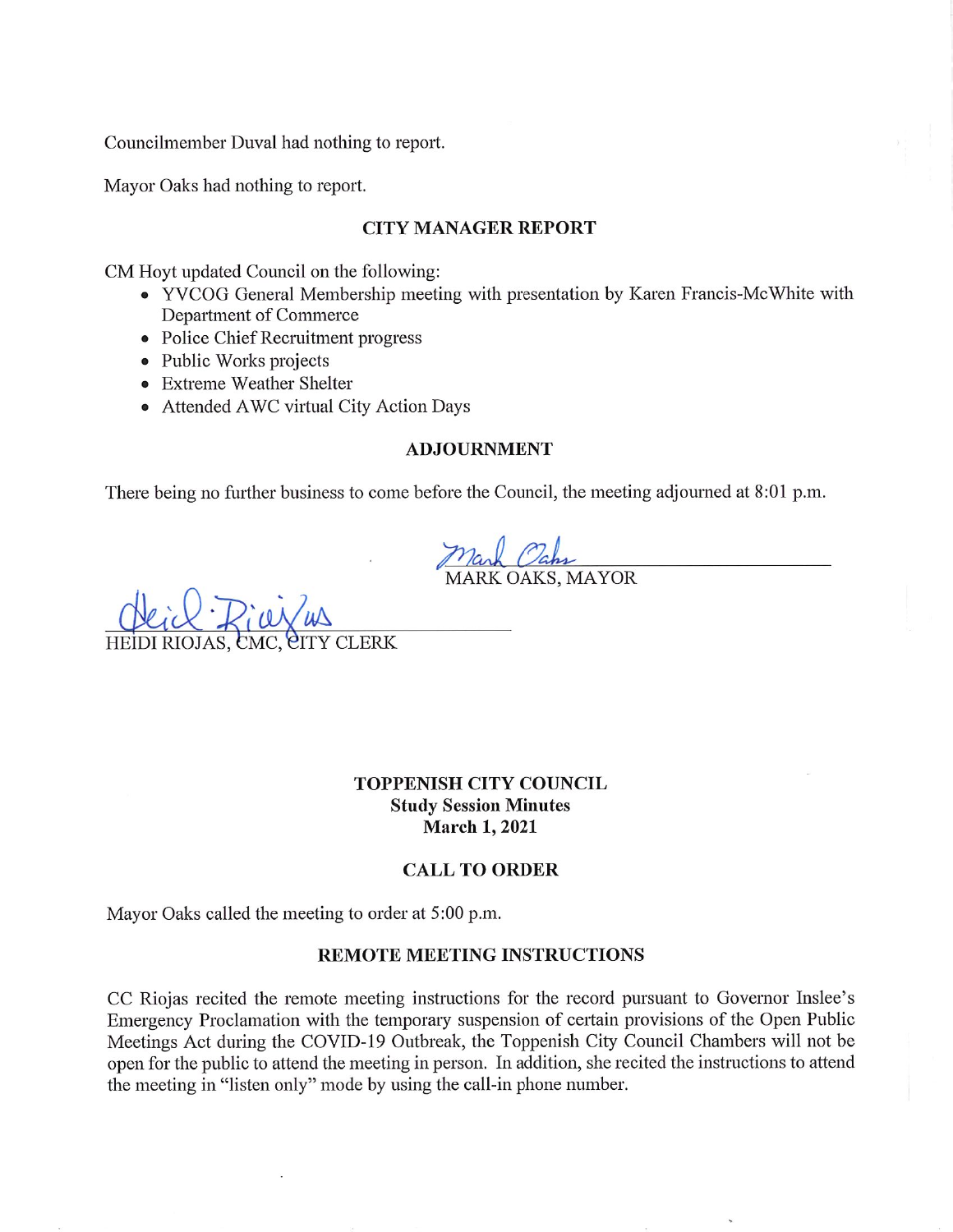Councilmember Duval had nothing to report.

Mayor Oaks had nothing to report.

## CITY MANAGER REPORT

CM Hoyt updated Council on the following:

- YVCOG General Membership meeting with presentation by Karen Francis-McWhite with Department of Commerce
- Police Chief Recruitment progress
- Public Works projects
- Extreme Weather Shelter
- Attended AWC virtual City Action Days

## ADJOURNMENT

There being no further business to come before the Council, the meeting adjourned at 8:01 p.m.

MARK OAKS, MAYOR

HEIDI RIOJAS, CMC, CITY CLERK

# TOPPENISH CITY COUNCIL
**Study Session Minutes**
**March 1, 2021**

## CALL TO ORDER

Mayor Oaks called the meeting to order at 5:00 p.m.

## REMOTE MEETING INSTRUCTIONS

CC Riojas recited the remote meeting instructions for the record pursuant to Governor Inslee's Emergency Proclamation with the temporary suspension of certain provisions of the Open Public Meetings Act during the COVID-19 Outbreak, the Toppenish City Council Chambers will not be open for the public to attend the meeting in person. In addition, she recited the instructions to attend the meeting in "listen only" mode by using the call-in phone number.